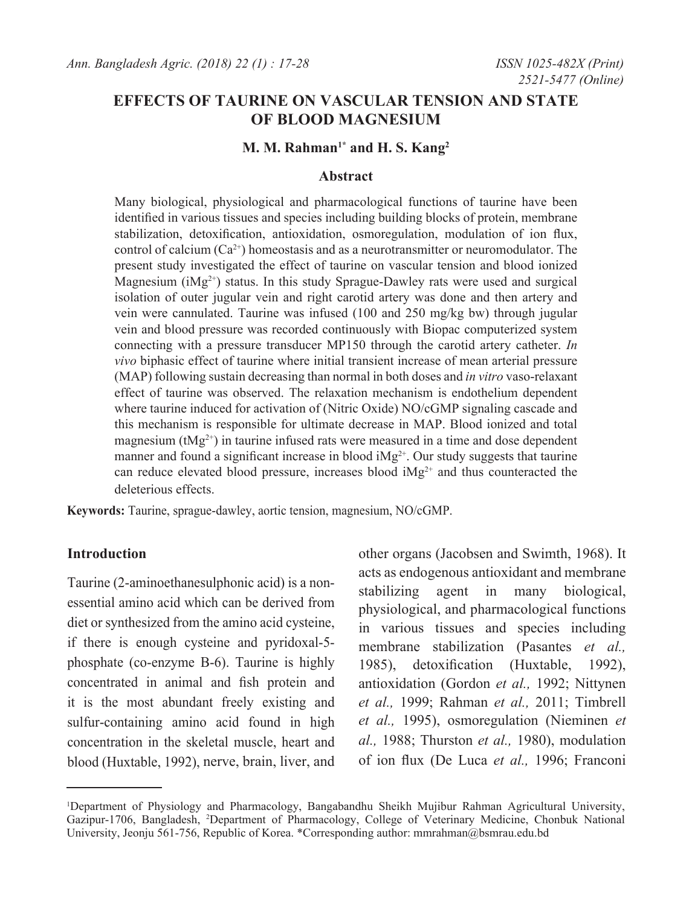# EFFECTS OF TAURINE ON VASCULAR TENSION AND STATE OF BLOOD MAGNESIUM

**M. M. Rahman[1*] and H. S. Kang[2]**

## Abstract

Many biological, physiological and pharmacological functions of taurine have been identified in various tissues and species including building blocks of protein, membrane stabilization, detoxification, antioxidation, osmoregulation, modulation of ion flux, control of calcium ($Ca^{2+}$) homeostasis and as a neurotransmitter or neuromodulator. The present study investigated the effect of taurine on vascular tension and blood ionized Magnesium ($iMg^{2+}$) status. In this study Sprague-Dawley rats were used and surgical isolation of outer jugular vein and right carotid artery was done and then artery and vein were cannulated. Taurine was infused (100 and 250 mg/kg bw) through jugular vein and blood pressure was recorded continuously with Biopac computerized system connecting with a pressure transducer MP150 through the carotid artery catheter. *In vivo* biphasic effect of taurine where initial transient increase of mean arterial pressure (MAP) following sustain decreasing than normal in both doses and *in vitro* vaso-relaxant effect of taurine was observed. The relaxation mechanism is endothelium dependent where taurine induced for activation of (Nitric Oxide) NO/cGMP signaling cascade and this mechanism is responsible for ultimate decrease in MAP. Blood ionized and total magnesium ($tMg^{2+}$) in taurine infused rats were measured in a time and dose dependent manner and found a significant increase in blood $iMg^{2+}$. Our study suggests that taurine can reduce elevated blood pressure, increases blood $iMg^{2+}$ and thus counteracted the deleterious effects.

**Keywords:** Taurine, sprague-dawley, aortic tension, magnesium, NO/cGMP.

## Introduction

Taurine (2-aminoethanesulphonic acid) is a non-essential amino acid which can be derived from diet or synthesized from the amino acid cysteine, if there is enough cysteine and pyridoxal-5-phosphate (co-enzyme B-6). Taurine is highly concentrated in animal and fish protein and it is the most abundant freely existing and sulfur-containing amino acid found in high concentration in the skeletal muscle, heart and blood (Huxtable, 1992), nerve, brain, liver, and other organs (Jacobsen and Swimth, 1968). It acts as endogenous antioxidant and membrane stabilizing agent in many biological, physiological, and pharmacological functions in various tissues and species including membrane stabilization (Pasantes *et al.,* 1985), detoxification (Huxtable, 1992), antioxidation (Gordon *et al.,* 1992; Nittynen *et al.,* 1999; Rahman *et al.,* 2011; Timbrell *et al.,* 1995), osmoregulation (Nieminen *et al.,* 1988; Thurston *et al.,* 1980), modulation of ion flux (De Luca *et al.,* 1996; Franconi

---

[1]Department of Physiology and Pharmacology, Bangabandhu Sheikh Mujibur Rahman Agricultural University, Gazipur-1706, Bangladesh, [2]Department of Pharmacology, College of Veterinary Medicine, Chonbuk National University, Jeonju 561-756, Republic of Korea. *Corresponding author: mmrahman@bsmrau.edu.bd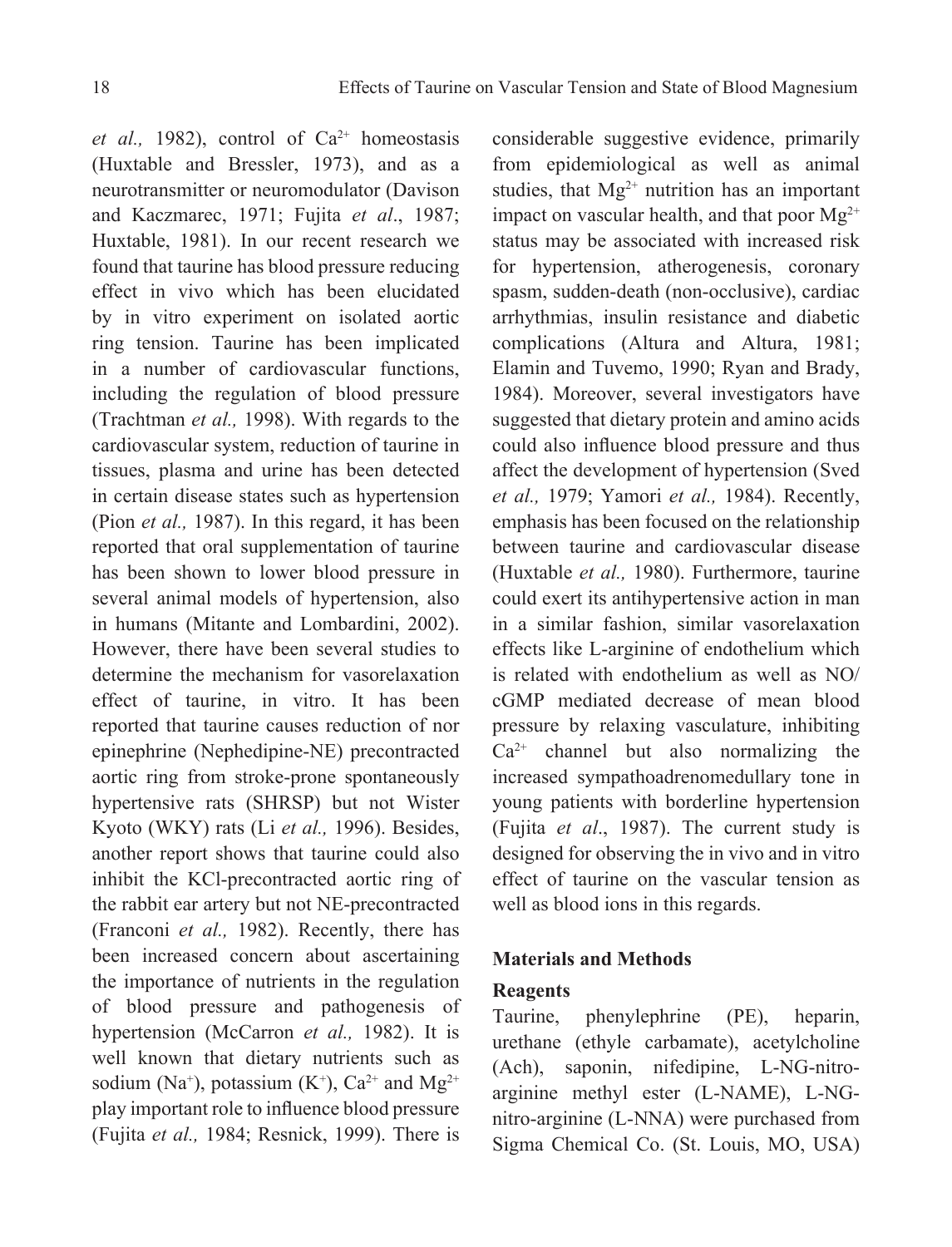*et al.,* 1982), control of $Ca^{2+}$ homeostasis (Huxtable and Bressler, 1973), and as a neurotransmitter or neuromodulator (Davison and Kaczmarec, 1971; Fujita *et al*., 1987; Huxtable, 1981). In our recent research we found that taurine has blood pressure reducing effect in vivo which has been elucidated by in vitro experiment on isolated aortic ring tension. Taurine has been implicated in a number of cardiovascular functions, including the regulation of blood pressure (Trachtman *et al.,* 1998). With regards to the cardiovascular system, reduction of taurine in tissues, plasma and urine has been detected in certain disease states such as hypertension (Pion *et al.,* 1987). In this regard, it has been reported that oral supplementation of taurine has been shown to lower blood pressure in several animal models of hypertension, also in humans (Mitante and Lombardini, 2002). However, there have been several studies to determine the mechanism for vasorelaxation effect of taurine, in vitro. It has been reported that taurine causes reduction of nor epinephrine (Nephedipine-NE) precontracted aortic ring from stroke-prone spontaneously hypertensive rats (SHRSP) but not Wister Kyoto (WKY) rats (Li *et al.,* 1996). Besides, another report shows that taurine could also inhibit the KCl-precontracted aortic ring of the rabbit ear artery but not NE-precontracted (Franconi *et al.,* 1982). Recently, there has been increased concern about ascertaining the importance of nutrients in the regulation of blood pressure and pathogenesis of hypertension (McCarron *et al.,* 1982). It is well known that dietary nutrients such as sodium ($Na^{+}$), potassium ($K^{+}$), $Ca^{2+}$ and $Mg^{2+}$ play important role to influence blood pressure (Fujita *et al.,* 1984; Resnick, 1999). There is considerable suggestive evidence, primarily from epidemiological as well as animal studies, that $Mg^{2+}$ nutrition has an important impact on vascular health, and that poor $Mg^{2+}$ status may be associated with increased risk for hypertension, atherogenesis, coronary spasm, sudden-death (non-occlusive), cardiac arrhythmias, insulin resistance and diabetic complications (Altura and Altura, 1981; Elamin and Tuvemo, 1990; Ryan and Brady, 1984). Moreover, several investigators have suggested that dietary protein and amino acids could also influence blood pressure and thus affect the development of hypertension (Sved *et al.,* 1979; Yamori *et al.,* 1984). Recently, emphasis has been focused on the relationship between taurine and cardiovascular disease (Huxtable *et al.,* 1980). Furthermore, taurine could exert its antihypertensive action in man in a similar fashion, similar vasorelaxation effects like L-arginine of endothelium which is related with endothelium as well as NO/cGMP mediated decrease of mean blood pressure by relaxing vasculature, inhibiting $Ca^{2+}$ channel but also normalizing the increased sympathoadrenomedullary tone in young patients with borderline hypertension (Fujita *et al*., 1987). The current study is designed for observing the in vivo and in vitro effect of taurine on the vascular tension as well as blood ions in this regards.

## Materials and Methods

### Reagents

Taurine, phenylephrine (PE), heparin, urethane (ethyle carbamate), acetylcholine (Ach), saponin, nifedipine, L-NG-nitro-arginine methyl ester (L-NAME), L-NG-nitro-arginine (L-NNA) were purchased from Sigma Chemical Co. (St. Louis, MO, USA)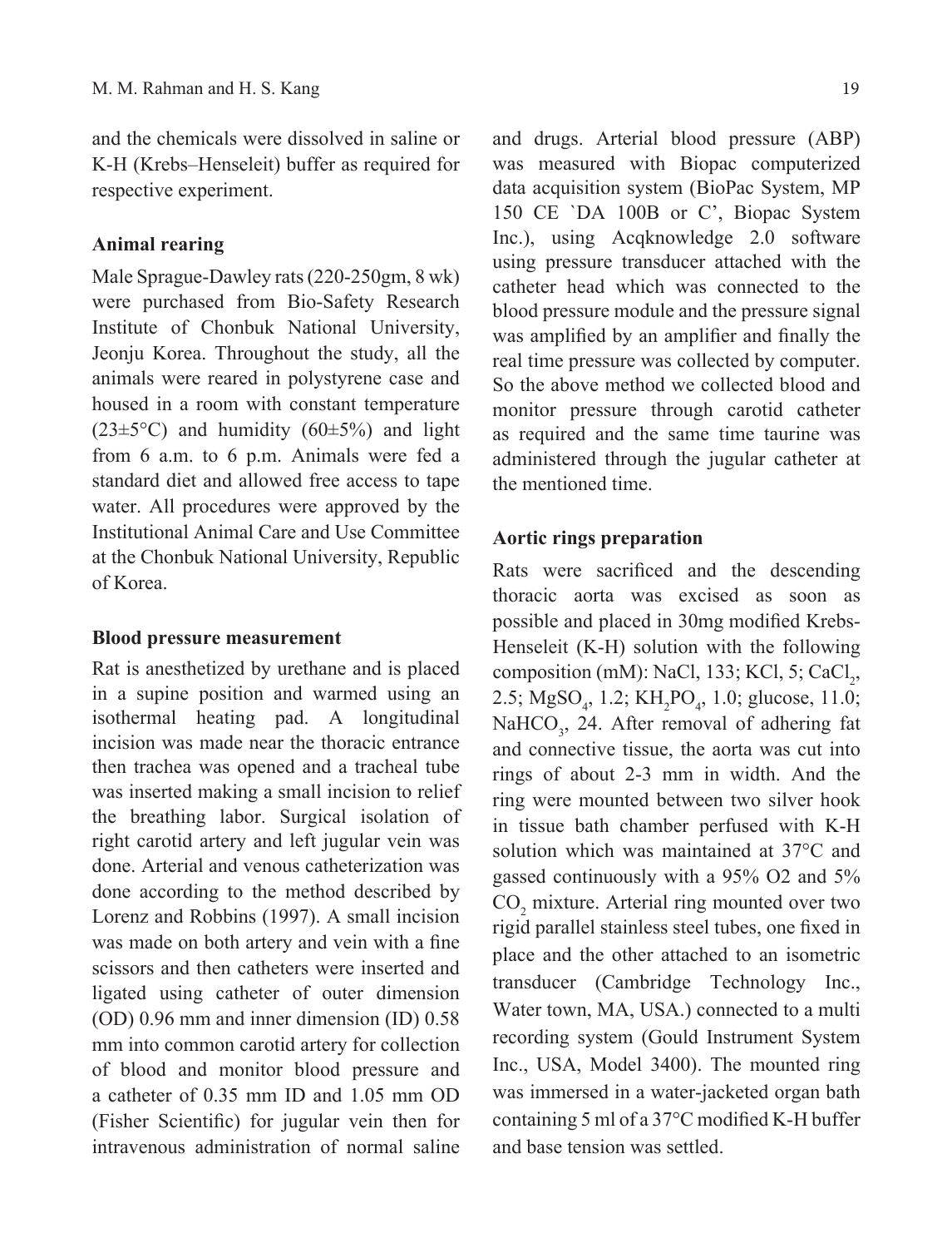and the chemicals were dissolved in saline or K-H (Krebs–Henseleit) buffer as required for respective experiment.

**Animal rearing**

Male Sprague-Dawley rats (220-250gm, 8 wk) were purchased from Bio-Safety Research Institute of Chonbuk National University, Jeonju Korea. Throughout the study, all the animals were reared in polystyrene case and housed in a room with constant temperature (23±5°C) and humidity (60±5%) and light from 6 a.m. to 6 p.m. Animals were fed a standard diet and allowed free access to tape water. All procedures were approved by the Institutional Animal Care and Use Committee at the Chonbuk National University, Republic of Korea.

**Blood pressure measurement**

Rat is anesthetized by urethane and is placed in a supine position and warmed using an isothermal heating pad. A longitudinal incision was made near the thoracic entrance then trachea was opened and a tracheal tube was inserted making a small incision to relief the breathing labor. Surgical isolation of right carotid artery and left jugular vein was done. Arterial and venous catheterization was done according to the method described by Lorenz and Robbins (1997). A small incision was made on both artery and vein with a fine scissors and then catheters were inserted and ligated using catheter of outer dimension (OD) 0.96 mm and inner dimension (ID) 0.58 mm into common carotid artery for collection of blood and monitor blood pressure and a catheter of 0.35 mm ID and 1.05 mm OD (Fisher Scientific) for jugular vein then for intravenous administration of normal saline and drugs. Arterial blood pressure (ABP) was measured with Biopac computerized data acquisition system (BioPac System, MP 150 CE `DA 100B or C', Biopac System Inc.), using Acqknowledge 2.0 software using pressure transducer attached with the catheter head which was connected to the blood pressure module and the pressure signal was amplified by an amplifier and finally the real time pressure was collected by computer. So the above method we collected blood and monitor pressure through carotid catheter as required and the same time taurine was administered through the jugular catheter at the mentioned time.

**Aortic rings preparation**

Rats were sacrificed and the descending thoracic aorta was excised as soon as possible and placed in 30mg modified Krebs-Henseleit (K-H) solution with the following composition (mM): NaCl, 133; KCl, 5; $CaCl_2$, 2.5; $MgSO_4$, 1.2; $KH_2PO_4$, 1.0; glucose, 11.0; $NaHCO_3$, 24. After removal of adhering fat and connective tissue, the aorta was cut into rings of about 2-3 mm in width. And the ring were mounted between two silver hook in tissue bath chamber perfused with K-H solution which was maintained at 37°C and gassed continuously with a 95% O2 and 5% $CO_2$ mixture. Arterial ring mounted over two rigid parallel stainless steel tubes, one fixed in place and the other attached to an isometric transducer (Cambridge Technology Inc., Water town, MA, USA.) connected to a multi recording system (Gould Instrument System Inc., USA, Model 3400). The mounted ring was immersed in a water-jacketed organ bath containing 5 ml of a 37°C modified K-H buffer and base tension was settled.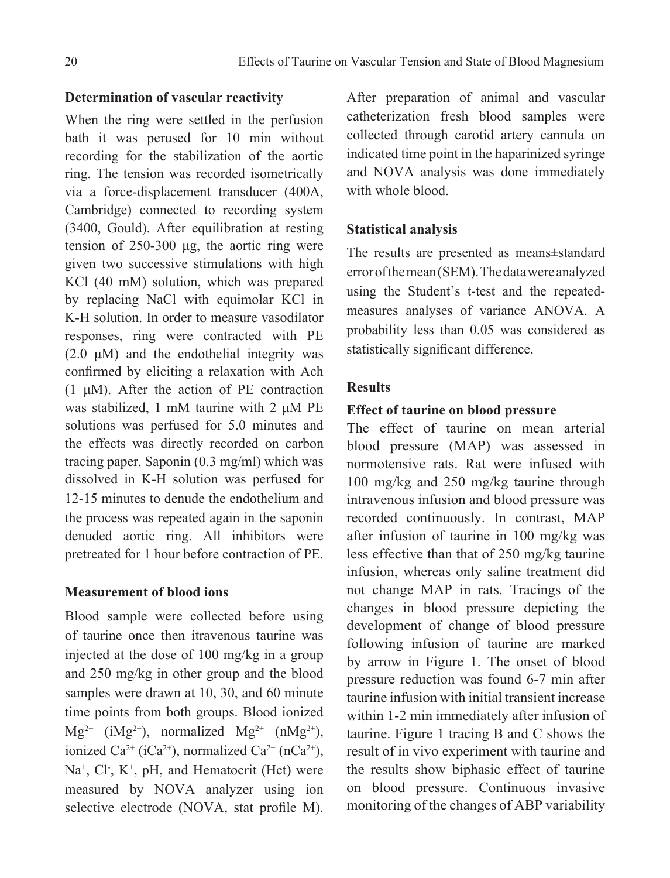### Determination of vascular reactivity

When the ring were settled in the perfusion bath it was perused for 10 min without recording for the stabilization of the aortic ring. The tension was recorded isometrically via a force-displacement transducer (400A, Cambridge) connected to recording system (3400, Gould). After equilibration at resting tension of 250-300 µg, the aortic ring were given two successive stimulations with high KCl (40 mM) solution, which was prepared by replacing NaCl with equimolar KCl in K-H solution. In order to measure vasodilator responses, ring were contracted with PE (2.0 µM) and the endothelial integrity was confirmed by eliciting a relaxation with Ach (1 µM). After the action of PE contraction was stabilized, 1 mM taurine with 2 µM PE solutions was perfused for 5.0 minutes and the effects was directly recorded on carbon tracing paper. Saponin (0.3 mg/ml) which was dissolved in K-H solution was perfused for 12-15 minutes to denude the endothelium and the process was repeated again in the saponin denuded aortic ring. All inhibitors were pretreated for 1 hour before contraction of PE.

### Measurement of blood ions

Blood sample were collected before using of taurine once then itravenous taurine was injected at the dose of 100 mg/kg in a group and 250 mg/kg in other group and the blood samples were drawn at 10, 30, and 60 minute time points from both groups. Blood ionized $Mg^{2+}$ ($iMg^{2+}$), normalized $Mg^{2+}$ ($nMg^{2+}$), ionized $Ca^{2+}$ ($iCa^{2+}$), normalized $Ca^{2+}$ ($nCa^{2+}$), $Na^{+}$, $Cl^{-}$, $K^{+}$, pH, and Hematocrit (Hct) were measured by NOVA analyzer using ion selective electrode (NOVA, stat profile M). After preparation of animal and vascular catheterization fresh blood samples were collected through carotid artery cannula on indicated time point in the haparinized syringe and NOVA analysis was done immediately with whole blood.

### Statistical analysis

The results are presented as means±standard error of the mean (SEM). The data were analyzed using the Student's t-test and the repeated-measures analyses of variance ANOVA. A probability less than 0.05 was considered as statistically significant difference.

## Results

### Effect of taurine on blood pressure

The effect of taurine on mean arterial blood pressure (MAP) was assessed in normotensive rats. Rat were infused with 100 mg/kg and 250 mg/kg taurine through intravenous infusion and blood pressure was recorded continuously. In contrast, MAP after infusion of taurine in 100 mg/kg was less effective than that of 250 mg/kg taurine infusion, whereas only saline treatment did not change MAP in rats. Tracings of the changes in blood pressure depicting the development of change of blood pressure following infusion of taurine are marked by arrow in Figure 1. The onset of blood pressure reduction was found 6-7 min after taurine infusion with initial transient increase within 1-2 min immediately after infusion of taurine. Figure 1 tracing B and C shows the result of in vivo experiment with taurine and the results show biphasic effect of taurine on blood pressure. Continuous invasive monitoring of the changes of ABP variability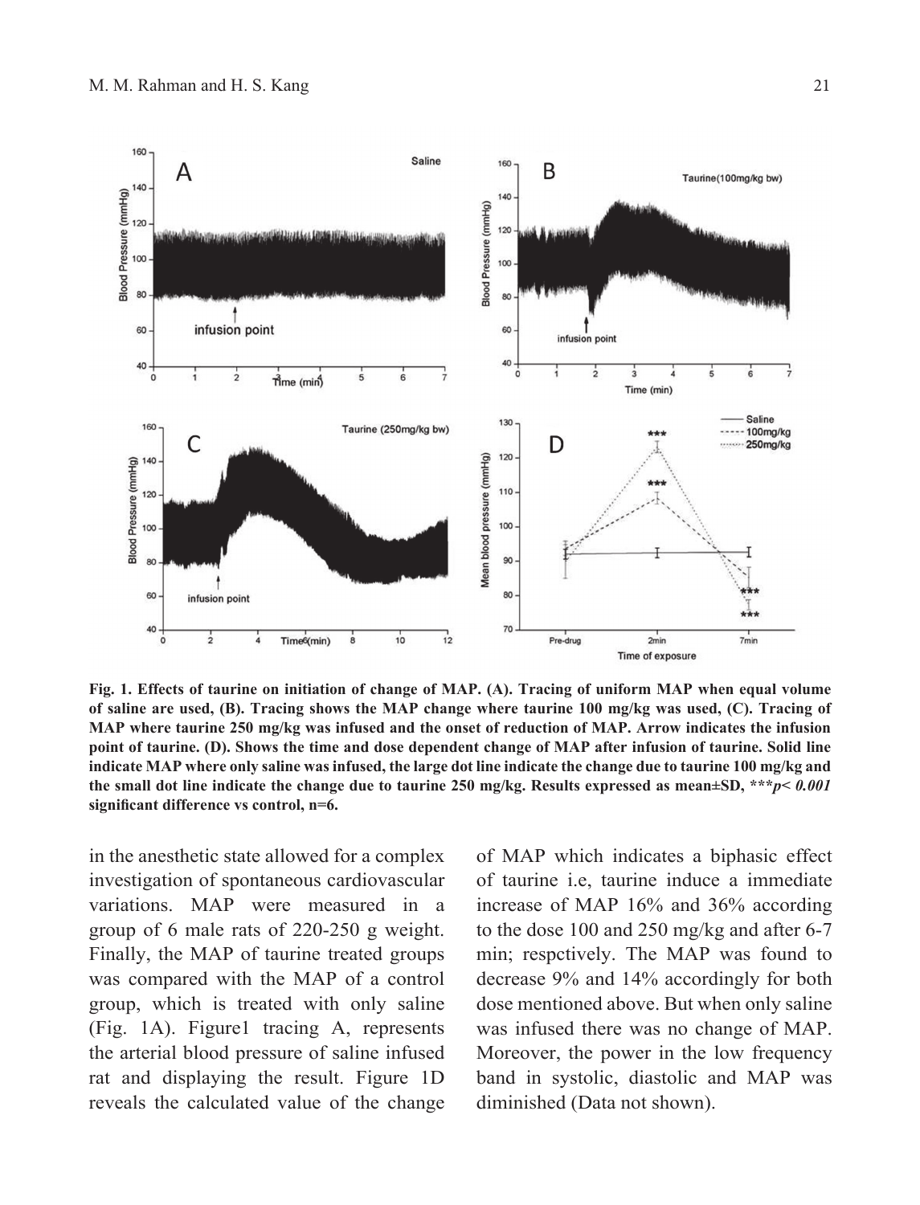**Fig. 1. Effects of taurine on initiation of change of MAP. (A). Tracing of uniform MAP when equal volume of saline are used, (B). Tracing shows the MAP change where taurine 100 mg/kg was used, (C). Tracing of MAP where taurine 250 mg/kg was infused and the onset of reduction of MAP. Arrow indicates the infusion point of taurine. (D). Shows the time and dose dependent change of MAP after infusion of taurine. Solid line indicate MAP where only saline was infused, the large dot line indicate the change due to taurine 100 mg/kg and the small dot line indicate the change due to taurine 250 mg/kg. Results expressed as mean±SD, \*\*\****p< 0.001*** **significant difference vs control, n=6.**

in the anesthetic state allowed for a complex investigation of spontaneous cardiovascular variations. MAP were measured in a group of 6 male rats of 220-250 g weight. Finally, the MAP of taurine treated groups was compared with the MAP of a control group, which is treated with only saline (Fig. 1A). Figure1 tracing A, represents the arterial blood pressure of saline infused rat and displaying the result. Figure 1D reveals the calculated value of the change of MAP which indicates a biphasic effect of taurine i.e, taurine induce a immediate increase of MAP 16% and 36% according to the dose 100 and 250 mg/kg and after 6-7 min; respctively. The MAP was found to decrease 9% and 14% accordingly for both dose mentioned above. But when only saline was infused there was no change of MAP. Moreover, the power in the low frequency band in systolic, diastolic and MAP was diminished (Data not shown).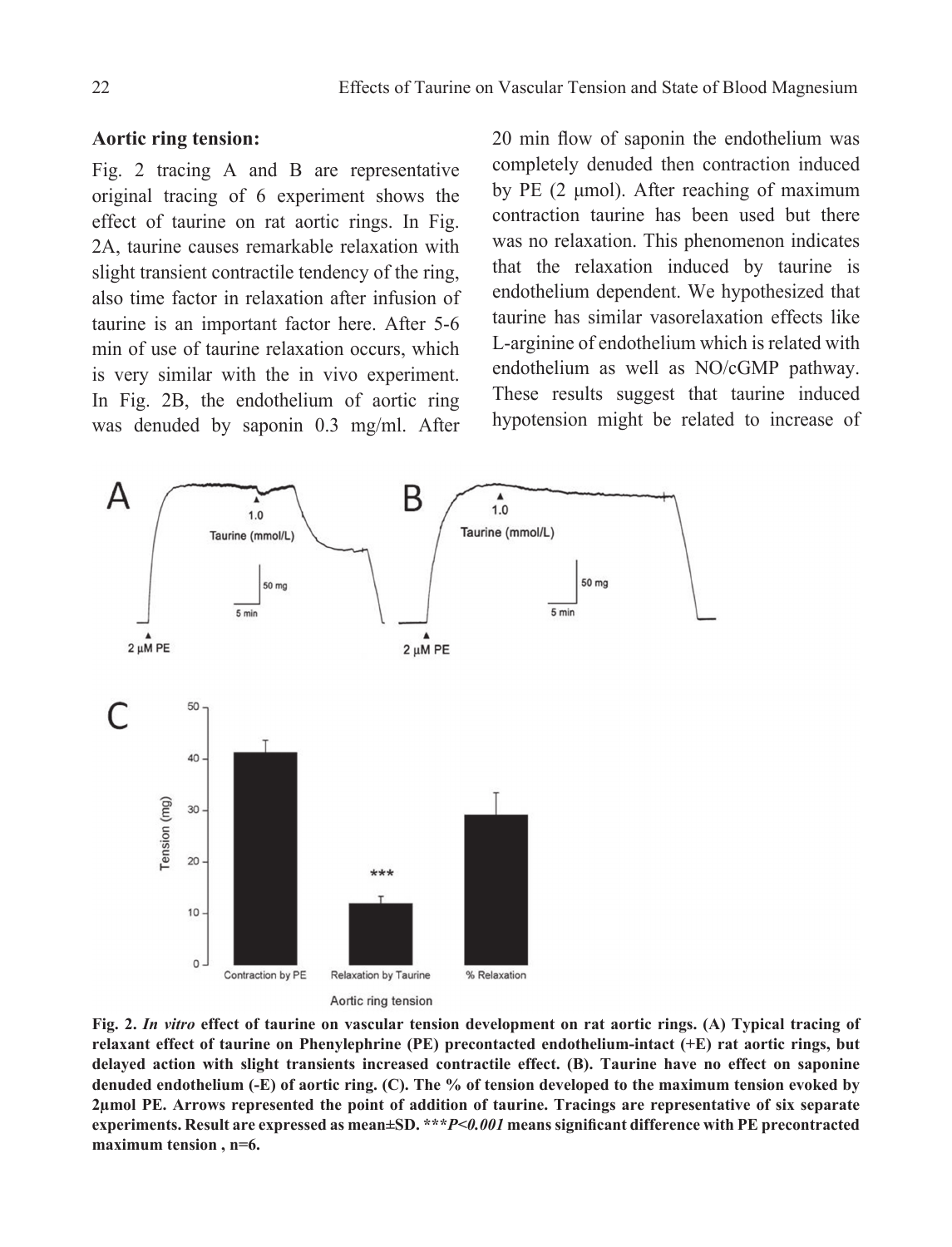**Aortic ring tension:**

Fig. 2 tracing A and B are representative original tracing of 6 experiment shows the effect of taurine on rat aortic rings. In Fig. 2A, taurine causes remarkable relaxation with slight transient contractile tendency of the ring, also time factor in relaxation after infusion of taurine is an important factor here. After 5-6 min of use of taurine relaxation occurs, which is very similar with the in vivo experiment. In Fig. 2B, the endothelium of aortic ring was denuded by saponin 0.3 mg/ml. After 20 min flow of saponin the endothelium was completely denuded then contraction induced by PE (2 μmol). After reaching of maximum contraction taurine has been used but there was no relaxation. This phenomenon indicates that the relaxation induced by taurine is endothelium dependent. We hypothesized that taurine has similar vasorelaxation effects like L-arginine of endothelium which is related with endothelium as well as NO/cGMP pathway. These results suggest that taurine induced hypotension might be related to increase of

**Fig. 2.** ***In vitro*** **effect of taurine on vascular tension development on rat aortic rings. (A) Typical tracing of relaxant effect of taurine on Phenylephrine (PE) precontacted endothelium-intact (+E) rat aortic rings, but delayed action with slight transients increased contractile effect. (B). Taurine have no effect on saponine denuded endothelium (-E) of aortic ring. (C). The % of tension developed to the maximum tension evoked by 2μmol PE. Arrows represented the point of addition of taurine. Tracings are representative of six separate experiments. Result are expressed as mean±SD. \*\*\****P<0.001*** **means significant difference with PE precontracted maximum tension , n=6.**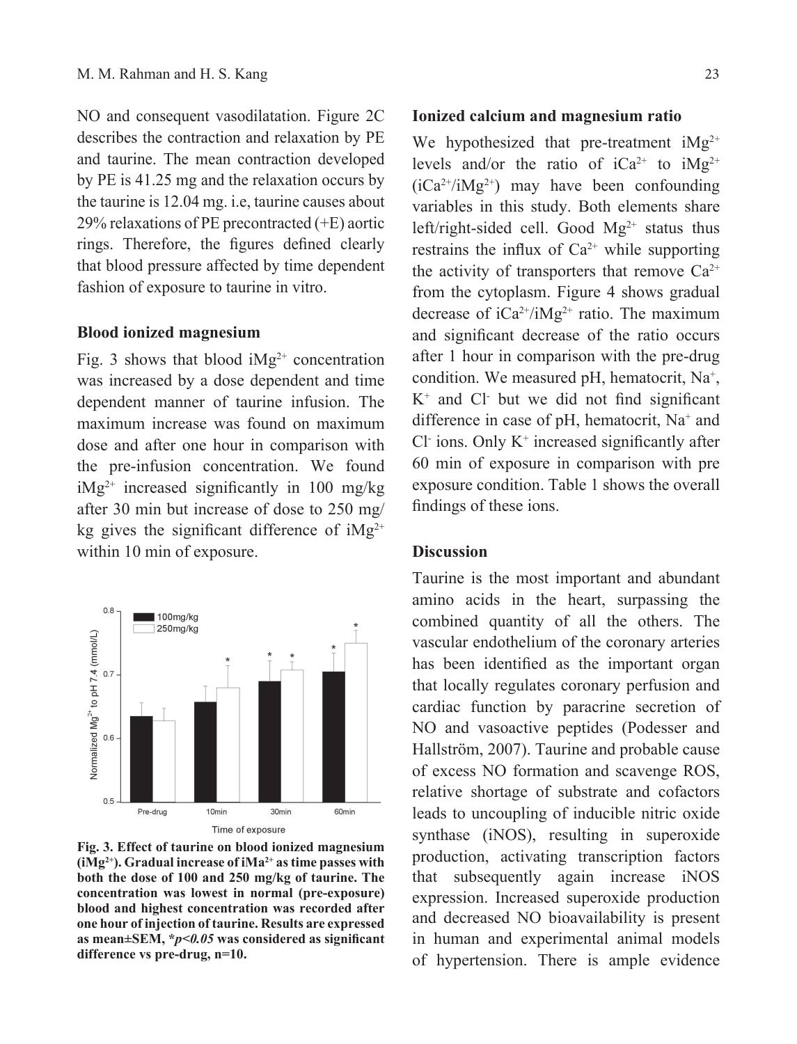NO and consequent vasodilatation. Figure 2C describes the contraction and relaxation by PE and taurine. The mean contraction developed by PE is 41.25 mg and the relaxation occurs by the taurine is 12.04 mg. i.e, taurine causes about 29% relaxations of PE precontracted (+E) aortic rings. Therefore, the figures defined clearly that blood pressure affected by time dependent fashion of exposure to taurine in vitro.

### Blood ionized magnesium

Fig. 3 shows that blood $iMg^{2+}$ concentration was increased by a dose dependent and time dependent manner of taurine infusion. The maximum increase was found on maximum dose and after one hour in comparison with the pre-infusion concentration. We found $iMg^{2+}$ increased significantly in 100 mg/kg after 30 min but increase of dose to 250 mg/kg gives the significant difference of $iMg^{2+}$ within 10 min of exposure.

**Fig. 3. Effect of taurine on blood ionized magnesium ($iMg^{2+}$). Gradual increase of $iMa^{2+}$ as time passes with both the dose of 100 and 250 mg/kg of taurine. The concentration was lowest in normal (pre-exposure) blood and highest concentration was recorded after one hour of injection of taurine. Results are expressed as mean±SEM, *$p<0.05$ was considered as significant difference vs pre-drug, n=10.**

### Ionized calcium and magnesium ratio

We hypothesized that pre-treatment $iMg^{2+}$ levels and/or the ratio of $iCa^{2+}$ to $iMg^{2+}$ ($iCa^{2+}/iMg^{2+}$) may have been confounding variables in this study. Both elements share left/right-sided cell. Good $Mg^{2+}$ status thus restrains the influx of $Ca^{2+}$ while supporting the activity of transporters that remove $Ca^{2+}$ from the cytoplasm. Figure 4 shows gradual decrease of $iCa^{2+}/iMg^{2+}$ ratio. The maximum and significant decrease of the ratio occurs after 1 hour in comparison with the pre-drug condition. We measured pH, hematocrit, $Na^+$, $K^+$ and $Cl^-$ but we did not find significant difference in case of pH, hematocrit, $Na^+$ and $Cl^-$ ions. Only $K^+$ increased significantly after 60 min of exposure in comparison with pre exposure condition. Table 1 shows the overall findings of these ions.

## Discussion

Taurine is the most important and abundant amino acids in the heart, surpassing the combined quantity of all the others. The vascular endothelium of the coronary arteries has been identified as the important organ that locally regulates coronary perfusion and cardiac function by paracrine secretion of NO and vasoactive peptides (Podesser and Hallström, 2007). Taurine and probable cause of excess NO formation and scavenge ROS, relative shortage of substrate and cofactors leads to uncoupling of inducible nitric oxide synthase (iNOS), resulting in superoxide production, activating transcription factors that subsequently again increase iNOS expression. Increased superoxide production and decreased NO bioavailability is present in human and experimental animal models of hypertension. There is ample evidence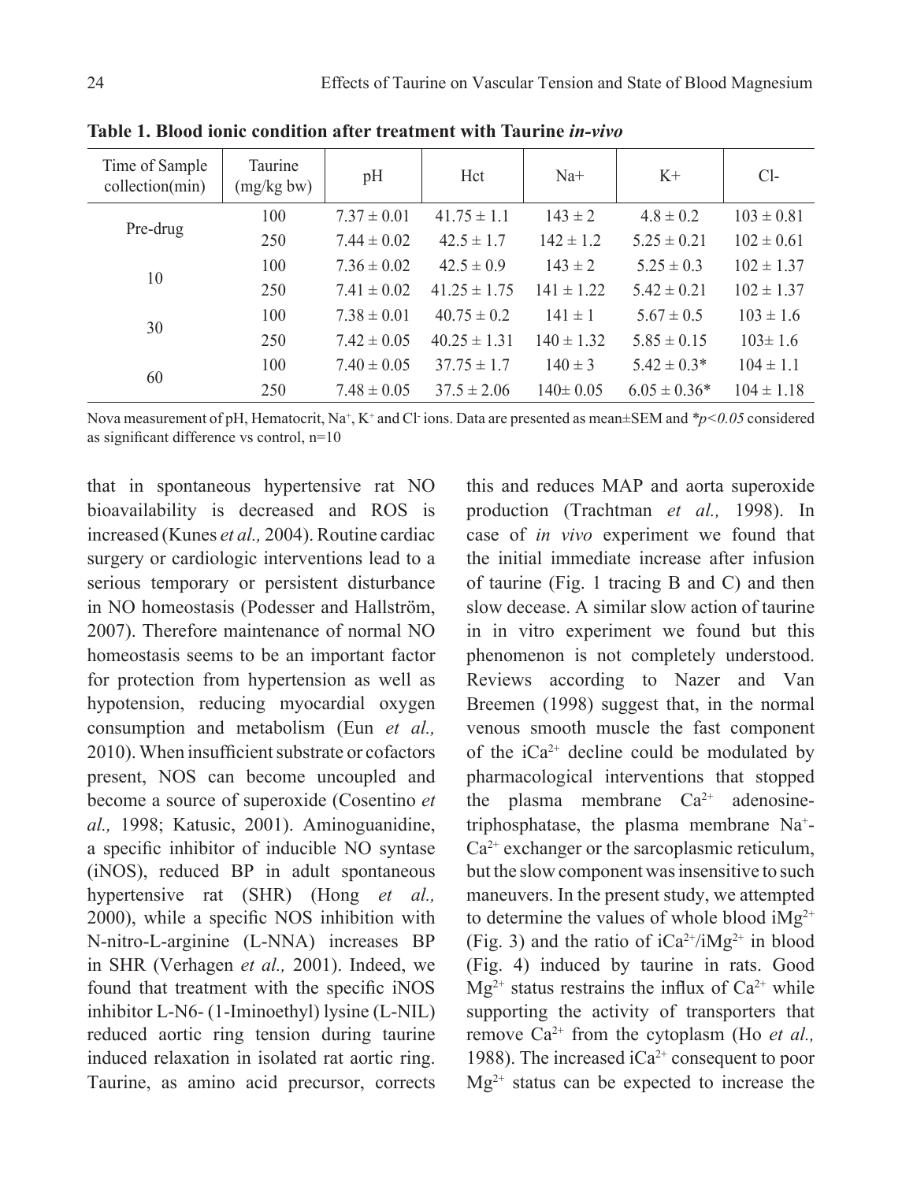**Table 1. Blood ionic condition after treatment with Taurine *in-vivo***

| Time of Sample collection(min) | Taurine (mg/kg bw) | pH | Hct | Na+ | K+ | Cl- |
|---|---|---|---|---|---|---|
| Pre-drug | 100 | 7.37 ± 0.01 | 41.75 ± 1.1 | 143 ± 2 | 4.8 ± 0.2 | 103 ± 0.81 |
| | 250 | 7.44 ± 0.02 | 42.5 ± 1.7 | 142 ± 1.2 | 5.25 ± 0.21 | 102 ± 0.61 |
| 10 | 100 | 7.36 ± 0.02 | 42.5 ± 0.9 | 143 ± 2 | 5.25 ± 0.3 | 102 ± 1.37 |
| | 250 | 7.41 ± 0.02 | 41.25 ± 1.75 | 141 ± 1.22 | 5.42 ± 0.21 | 102 ± 1.37 |
| 30 | 100 | 7.38 ± 0.01 | 40.75 ± 0.2 | 141 ± 1 | 5.67 ± 0.5 | 103 ± 1.6 |
| | 250 | 7.42 ± 0.05 | 40.25 ± 1.31 | 140 ± 1.32 | 5.85 ± 0.15 | 103± 1.6 |
| 60 | 100 | 7.40 ± 0.05 | 37.75 ± 1.7 | 140 ± 3 | 5.42 ± 0.3* | 104 ± 1.1 |
| | 250 | 7.48 ± 0.05 | 37.5 ± 2.06 | 140± 0.05 | 6.05 ± 0.36* | 104 ± 1.18 |

Nova measurement of pH, Hematocrit, $Na^+$, $K^+$ and $Cl^-$ ions. Data are presented as mean±SEM and *$p<0.05$ considered as significant difference vs control, n=10

that in spontaneous hypertensive rat NO bioavailability is decreased and ROS is increased (Kunes *et al.,* 2004). Routine cardiac surgery or cardiologic interventions lead to a serious temporary or persistent disturbance in NO homeostasis (Podesser and Hallström, 2007). Therefore maintenance of normal NO homeostasis seems to be an important factor for protection from hypertension as well as hypotension, reducing myocardial oxygen consumption and metabolism (Eun *et al.,* 2010). When insufficient substrate or cofactors present, NOS can become uncoupled and become a source of superoxide (Cosentino *et al.,* 1998; Katusic, 2001). Aminoguanidine, a specific inhibitor of inducible NO syntase (iNOS), reduced BP in adult spontaneous hypertensive rat (SHR) (Hong *et al.,* 2000), while a specific NOS inhibition with N-nitro-L-arginine (L-NNA) increases BP in SHR (Verhagen *et al.,* 2001). Indeed, we found that treatment with the specific iNOS inhibitor L-N6- (1-Iminoethyl) lysine (L-NIL) reduced aortic ring tension during taurine induced relaxation in isolated rat aortic ring. Taurine, as amino acid precursor, corrects this and reduces MAP and aorta superoxide production (Trachtman *et al.,* 1998). In case of *in vivo* experiment we found that the initial immediate increase after infusion of taurine (Fig. 1 tracing B and C) and then slow decease. A similar slow action of taurine in in vitro experiment we found but this phenomenon is not completely understood. Reviews according to Nazer and Van Breemen (1998) suggest that, in the normal venous smooth muscle the fast component of the $iCa^{2+}$ decline could be modulated by pharmacological interventions that stopped the plasma membrane $Ca^{2+}$ adenosine-triphosphatase, the plasma membrane $Na^+$-$Ca^{2+}$ exchanger or the sarcoplasmic reticulum, but the slow component was insensitive to such maneuvers. In the present study, we attempted to determine the values of whole blood $iMg^{2+}$ (Fig. 3) and the ratio of $iCa^{2+}/iMg^{2+}$ in blood (Fig. 4) induced by taurine in rats. Good $Mg^{2+}$ status restrains the influx of $Ca^{2+}$ while supporting the activity of transporters that remove $Ca^{2+}$ from the cytoplasm (Ho *et al.,* 1988). The increased $iCa^{2+}$ consequent to poor $Mg^{2+}$ status can be expected to increase the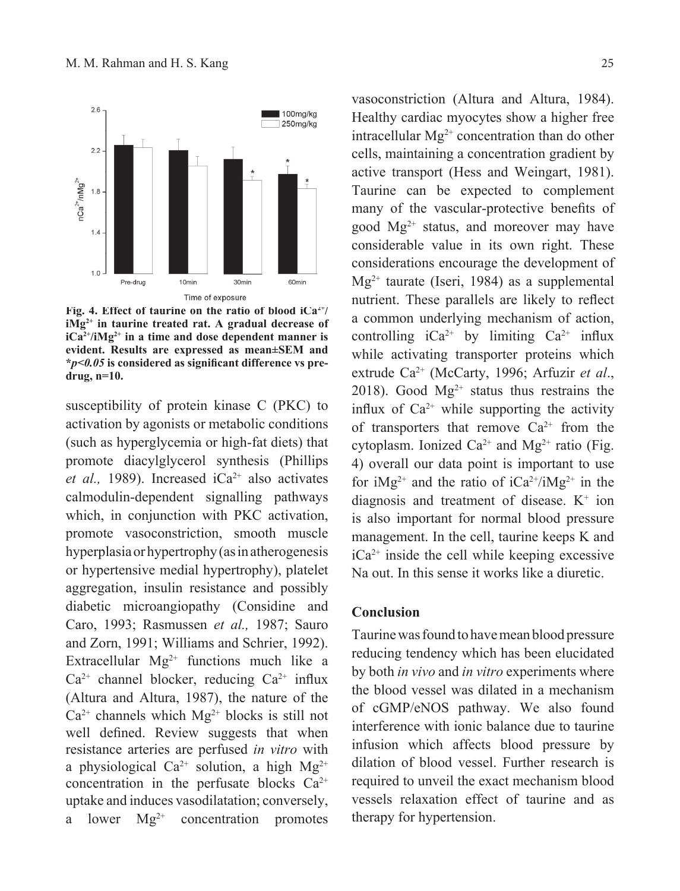Fig. 4. Effect of taurine on the ratio of blood $iCa^{2+}/iMg^{2+}$ in taurine treated rat. A gradual decrease of $iCa^{2+}/iMg^{2+}$ in a time and dose dependent manner is evident. Results are expressed as mean±SEM and *$p<0.05$ is considered as significant difference vs pre-drug, n=10.

susceptibility of protein kinase C (PKC) to activation by agonists or metabolic conditions (such as hyperglycemia or high-fat diets) that promote diacylglycerol synthesis (Phillips *et al.,* 1989). Increased $iCa^{2+}$ also activates calmodulin-dependent signalling pathways which, in conjunction with PKC activation, promote vasoconstriction, smooth muscle hyperplasia or hypertrophy (as in atherogenesis or hypertensive medial hypertrophy), platelet aggregation, insulin resistance and possibly diabetic microangiopathy (Considine and Caro, 1993; Rasmussen *et al.,* 1987; Sauro and Zorn, 1991; Williams and Schrier, 1992). Extracellular $Mg^{2+}$ functions much like a $Ca^{2+}$ channel blocker, reducing $Ca^{2+}$ influx (Altura and Altura, 1987), the nature of the $Ca^{2+}$ channels which $Mg^{2+}$ blocks is still not well defined. Review suggests that when resistance arteries are perfused *in vitro* with a physiological $Ca^{2+}$ solution, a high $Mg^{2+}$ concentration in the perfusate blocks $Ca^{2+}$ uptake and induces vasodilatation; conversely, a lower $Mg^{2+}$ concentration promotes vasoconstriction (Altura and Altura, 1984). Healthy cardiac myocytes show a higher free intracellular $Mg^{2+}$ concentration than do other cells, maintaining a concentration gradient by active transport (Hess and Weingart, 1981). Taurine can be expected to complement many of the vascular-protective benefits of good $Mg^{2+}$ status, and moreover may have considerable value in its own right. These considerations encourage the development of $Mg^{2+}$ taurate (Iseri, 1984) as a supplemental nutrient. These parallels are likely to reflect a common underlying mechanism of action, controlling $iCa^{2+}$ by limiting $Ca^{2+}$ influx while activating transporter proteins which extrude $Ca^{2+}$ (McCarty, 1996; Arfuzir *et al*., 2018). Good $Mg^{2+}$ status thus restrains the influx of $Ca^{2+}$ while supporting the activity of transporters that remove $Ca^{2+}$ from the cytoplasm. Ionized $Ca^{2+}$ and $Mg^{2+}$ ratio (Fig. 4) overall our data point is important to use for $iMg^{2+}$ and the ratio of $iCa^{2+}/iMg^{2+}$ in the diagnosis and treatment of disease. $K^+$ ion is also important for normal blood pressure management. In the cell, taurine keeps K and $iCa^{2+}$ inside the cell while keeping excessive Na out. In this sense it works like a diuretic.

## Conclusion

Taurine was found to have mean blood pressure reducing tendency which has been elucidated by both *in vivo* and *in vitro* experiments where the blood vessel was dilated in a mechanism of cGMP/eNOS pathway. We also found interference with ionic balance due to taurine infusion which affects blood pressure by dilation of blood vessel. Further research is required to unveil the exact mechanism blood vessels relaxation effect of taurine and as therapy for hypertension.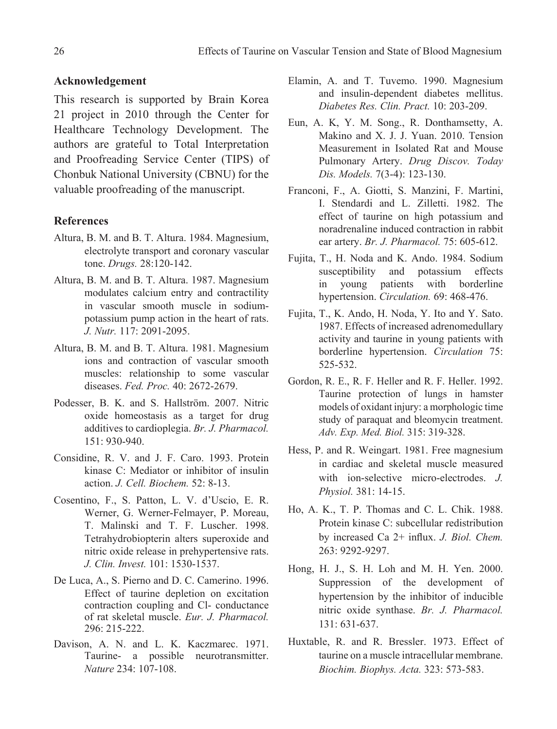## Acknowledgement

This research is supported by Brain Korea 21 project in 2010 through the Center for Healthcare Technology Development. The authors are grateful to Total Interpretation and Proofreading Service Center (TIPS) of Chonbuk National University (CBNU) for the valuable proofreading of the manuscript.

## References

Altura, B. M. and B. T. Altura. 1984. Magnesium, electrolyte transport and coronary vascular tone. *Drugs.* 28:120-142.

Altura, B. M. and B. T. Altura. 1987. Magnesium modulates calcium entry and contractility in vascular smooth muscle in sodium-potassium pump action in the heart of rats. *J. Nutr.* 117: 2091-2095.

Altura, B. M. and B. T. Altura. 1981. Magnesium ions and contraction of vascular smooth muscles: relationship to some vascular diseases. *Fed. Proc.* 40: 2672-2679.

Podesser, B. K. and S. Hallström. 2007. Nitric oxide homeostasis as a target for drug additives to cardioplegia. *Br. J. Pharmacol.* 151: 930-940.

Considine, R. V. and J. F. Caro. 1993. Protein kinase C: Mediator or inhibitor of insulin action. *J. Cell. Biochem.* 52: 8-13.

Cosentino, F., S. Patton, L. V. d'Uscio, E. R. Werner, G. Werner-Felmayer, P. Moreau, T. Malinski and T. F. Luscher. 1998. Tetrahydrobiopterin alters superoxide and nitric oxide release in prehypertensive rats. *J. Clin. Invest.* 101: 1530-1537.

De Luca, A., S. Pierno and D. C. Camerino. 1996. Effect of taurine depletion on excitation contraction coupling and Cl- conductance of rat skeletal muscle. *Eur. J. Pharmacol.* 296: 215-222.

Davison, A. N. and L. K. Kaczmarec. 1971. Taurine- a possible neurotransmitter. *Nature* 234: 107-108.

Elamin, A. and T. Tuvemo. 1990. Magnesium and insulin-dependent diabetes mellitus. *Diabetes Res. Clin. Pract.* 10: 203-209.

Eun, A. K, Y. M. Song., R. Donthamsetty, A. Makino and X. J. J. Yuan. 2010. Tension Measurement in Isolated Rat and Mouse Pulmonary Artery. *Drug Discov. Today Dis. Models.* 7(3-4): 123-130.

Franconi, F., A. Giotti, S. Manzini, F. Martini, I. Stendardi and L. Zilletti. 1982. The effect of taurine on high potassium and noradrenaline induced contraction in rabbit ear artery. *Br. J. Pharmacol.* 75: 605-612.

Fujita, T., H. Noda and K. Ando. 1984. Sodium susceptibility and potassium effects in young patients with borderline hypertension. *Circulation.* 69: 468-476.

Fujita, T., K. Ando, H. Noda, Y. Ito and Y. Sato. 1987. Effects of increased adrenomedullary activity and taurine in young patients with borderline hypertension. *Circulation* 75: 525-532.

Gordon, R. E., R. F. Heller and R. F. Heller. 1992. Taurine protection of lungs in hamster models of oxidant injury: a morphologic time study of paraquat and bleomycin treatment. *Adv. Exp. Med. Biol.* 315: 319-328.

Hess, P. and R. Weingart. 1981. Free magnesium in cardiac and skeletal muscle measured with ion-selective micro-electrodes. *J. Physiol.* 381: 14-15.

Ho, A. K., T. P. Thomas and C. L. Chik. 1988. Protein kinase C: subcellular redistribution by increased Ca 2+ influx. *J. Biol. Chem.* 263: 9292-9297.

Hong, H. J., S. H. Loh and M. H. Yen. 2000. Suppression of the development of hypertension by the inhibitor of inducible nitric oxide synthase. *Br. J. Pharmacol.* 131: 631-637.

Huxtable, R. and R. Bressler. 1973. Effect of taurine on a muscle intracellular membrane. *Biochim. Biophys. Acta.* 323: 573-583.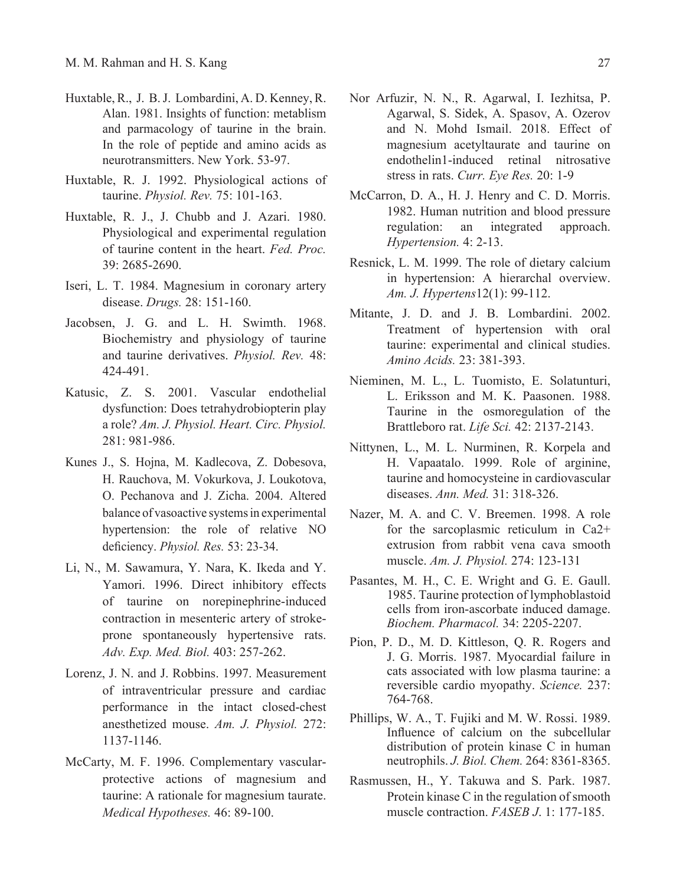Huxtable, R., J. B. J. Lombardini, A. D. Kenney, R. Alan. 1981. Insights of function: metablism and parmacology of taurine in the brain. In the role of peptide and amino acids as neurotransmitters. New York. 53-97.

Huxtable, R. J. 1992. Physiological actions of taurine. *Physiol. Rev.* 75: 101-163.

Huxtable, R. J., J. Chubb and J. Azari. 1980. Physiological and experimental regulation of taurine content in the heart. *Fed. Proc.* 39: 2685-2690.

Iseri, L. T. 1984. Magnesium in coronary artery disease. *Drugs.* 28: 151-160.

Jacobsen, J. G. and L. H. Swimth. 1968. Biochemistry and physiology of taurine and taurine derivatives. *Physiol. Rev.* 48: 424-491.

Katusic, Z. S. 2001. Vascular endothelial dysfunction: Does tetrahydrobiopterin play a role? *Am. J. Physiol. Heart. Circ. Physiol.* 281: 981-986.

Kunes J., S. Hojna, M. Kadlecova, Z. Dobesova, H. Rauchova, M. Vokurkova, J. Loukotova, O. Pechanova and J. Zicha. 2004. Altered balance of vasoactive systems in experimental hypertension: the role of relative NO deficiency. *Physiol. Res.* 53: 23-34.

Li, N., M. Sawamura, Y. Nara, K. Ikeda and Y. Yamori. 1996. Direct inhibitory effects of taurine on norepinephrine-induced contraction in mesenteric artery of stroke-prone spontaneously hypertensive rats. *Adv. Exp. Med. Biol.* 403: 257-262.

Lorenz, J. N. and J. Robbins. 1997. Measurement of intraventricular pressure and cardiac performance in the intact closed-chest anesthetized mouse. *Am. J. Physiol.* 272: 1137-1146.

McCarty, M. F. 1996. Complementary vascular-protective actions of magnesium and taurine: A rationale for magnesium taurate. *Medical Hypotheses.* 46: 89-100.

Nor Arfuzir, N. N., R. Agarwal, I. Iezhitsa, P. Agarwal, S. Sidek, A. Spasov, A. Ozerov and N. Mohd Ismail. 2018. Effect of magnesium acetyltaurate and taurine on endothelin1-induced retinal nitrosative stress in rats. *Curr. Eye Res.* 20: 1-9

McCarron, D. A., H. J. Henry and C. D. Morris. 1982. Human nutrition and blood pressure regulation: an integrated approach. *Hypertension.* 4: 2-13.

Resnick, L. M. 1999. The role of dietary calcium in hypertension: A hierarchal overview. *Am. J. Hypertens*12(1): 99-112.

Mitante, J. D. and J. B. Lombardini. 2002. Treatment of hypertension with oral taurine: experimental and clinical studies. *Amino Acids.* 23: 381-393.

Nieminen, M. L., L. Tuomisto, E. Solatunturi, L. Eriksson and M. K. Paasonen. 1988. Taurine in the osmoregulation of the Brattleboro rat. *Life Sci.* 42: 2137-2143.

Nittynen, L., M. L. Nurminen, R. Korpela and H. Vapaatalo. 1999. Role of arginine, taurine and homocysteine in cardiovascular diseases. *Ann. Med.* 31: 318-326.

Nazer, M. A. and C. V. Breemen. 1998. A role for the sarcoplasmic reticulum in Ca2+ extrusion from rabbit vena cava smooth muscle. *Am. J. Physiol.* 274: 123-131

Pasantes, M. H., C. E. Wright and G. E. Gaull. 1985. Taurine protection of lymphoblastoid cells from iron-ascorbate induced damage. *Biochem. Pharmacol.* 34: 2205-2207.

Pion, P. D., M. D. Kittleson, Q. R. Rogers and J. G. Morris. 1987. Myocardial failure in cats associated with low plasma taurine: a reversible cardio myopathy. *Science.* 237: 764-768.

Phillips, W. A., T. Fujiki and M. W. Rossi. 1989. Influence of calcium on the subcellular distribution of protein kinase C in human neutrophils. *J. Biol. Chem.* 264: 8361-8365.

Rasmussen, H., Y. Takuwa and S. Park. 1987. Protein kinase C in the regulation of smooth muscle contraction. *FASEB J.* 1: 177-185.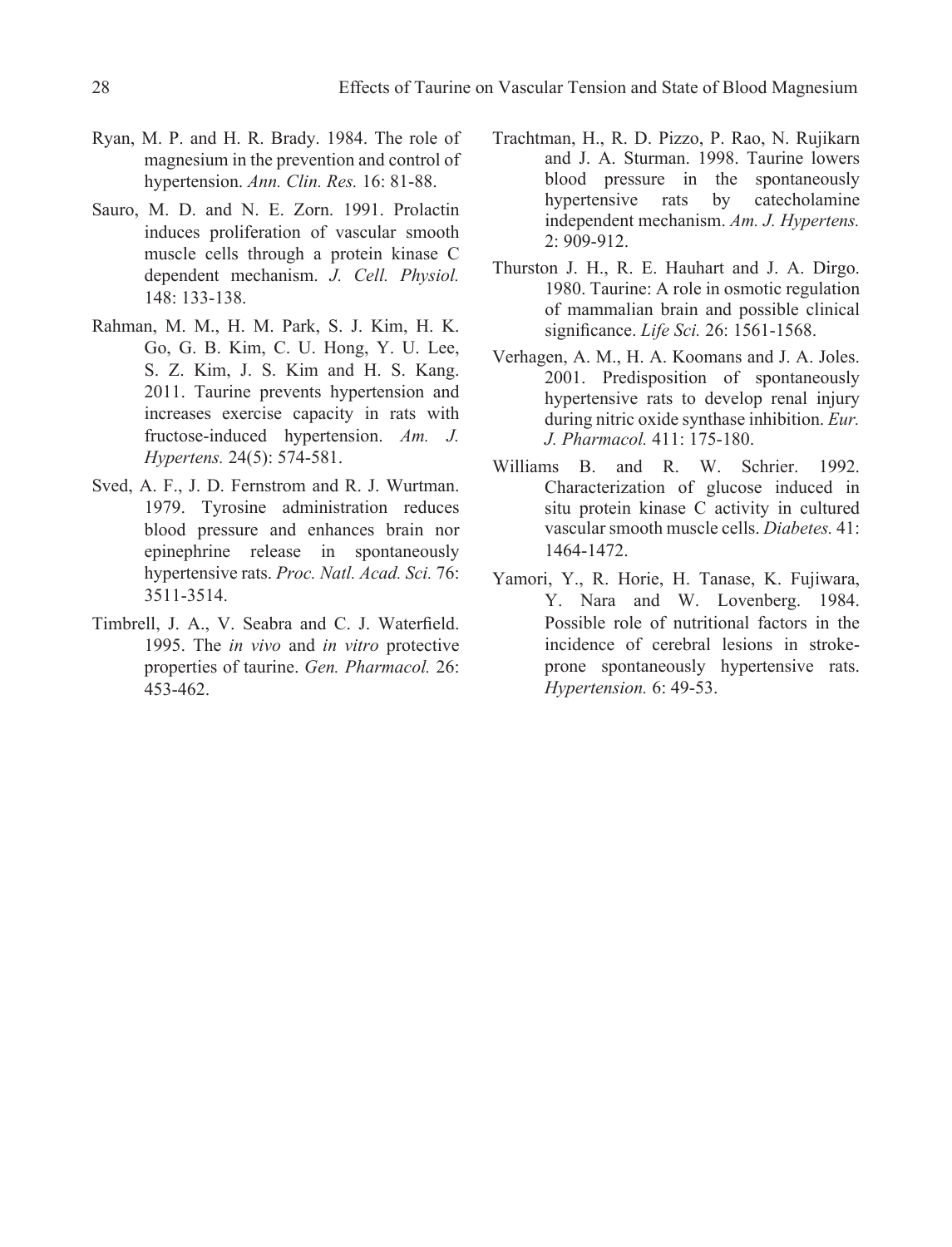Ryan, M. P. and H. R. Brady. 1984. The role of magnesium in the prevention and control of hypertension. *Ann. Clin. Res.* 16: 81-88.

Sauro, M. D. and N. E. Zorn. 1991. Prolactin induces proliferation of vascular smooth muscle cells through a protein kinase C dependent mechanism. *J. Cell. Physiol.* 148: 133-138.

Rahman, M. M., H. M. Park, S. J. Kim, H. K. Go, G. B. Kim, C. U. Hong, Y. U. Lee, S. Z. Kim, J. S. Kim and H. S. Kang. 2011. Taurine prevents hypertension and increases exercise capacity in rats with fructose-induced hypertension. *Am. J. Hypertens.* 24(5): 574-581.

Sved, A. F., J. D. Fernstrom and R. J. Wurtman. 1979. Tyrosine administration reduces blood pressure and enhances brain nor epinephrine release in spontaneously hypertensive rats. *Proc. Natl. Acad. Sci.* 76: 3511-3514.

Timbrell, J. A., V. Seabra and C. J. Waterfield. 1995. The *in vivo* and *in vitro* protective properties of taurine. *Gen. Pharmacol.* 26: 453-462.

Trachtman, H., R. D. Pizzo, P. Rao, N. Rujikarn and J. A. Sturman. 1998. Taurine lowers blood pressure in the spontaneously hypertensive rats by catecholamine independent mechanism. *Am. J. Hypertens.* 2: 909-912.

Thurston J. H., R. E. Hauhart and J. A. Dirgo. 1980. Taurine: A role in osmotic regulation of mammalian brain and possible clinical significance. *Life Sci.* 26: 1561-1568.

Verhagen, A. M., H. A. Koomans and J. A. Joles. 2001. Predisposition of spontaneously hypertensive rats to develop renal injury during nitric oxide synthase inhibition. *Eur. J. Pharmacol.* 411: 175-180.

Williams B. and R. W. Schrier. 1992. Characterization of glucose induced in situ protein kinase C activity in cultured vascular smooth muscle cells. *Diabetes.* 41: 1464-1472.

Yamori, Y., R. Horie, H. Tanase, K. Fujiwara, Y. Nara and W. Lovenberg. 1984. Possible role of nutritional factors in the incidence of cerebral lesions in stroke-prone spontaneously hypertensive rats. *Hypertension.* 6: 49-53.